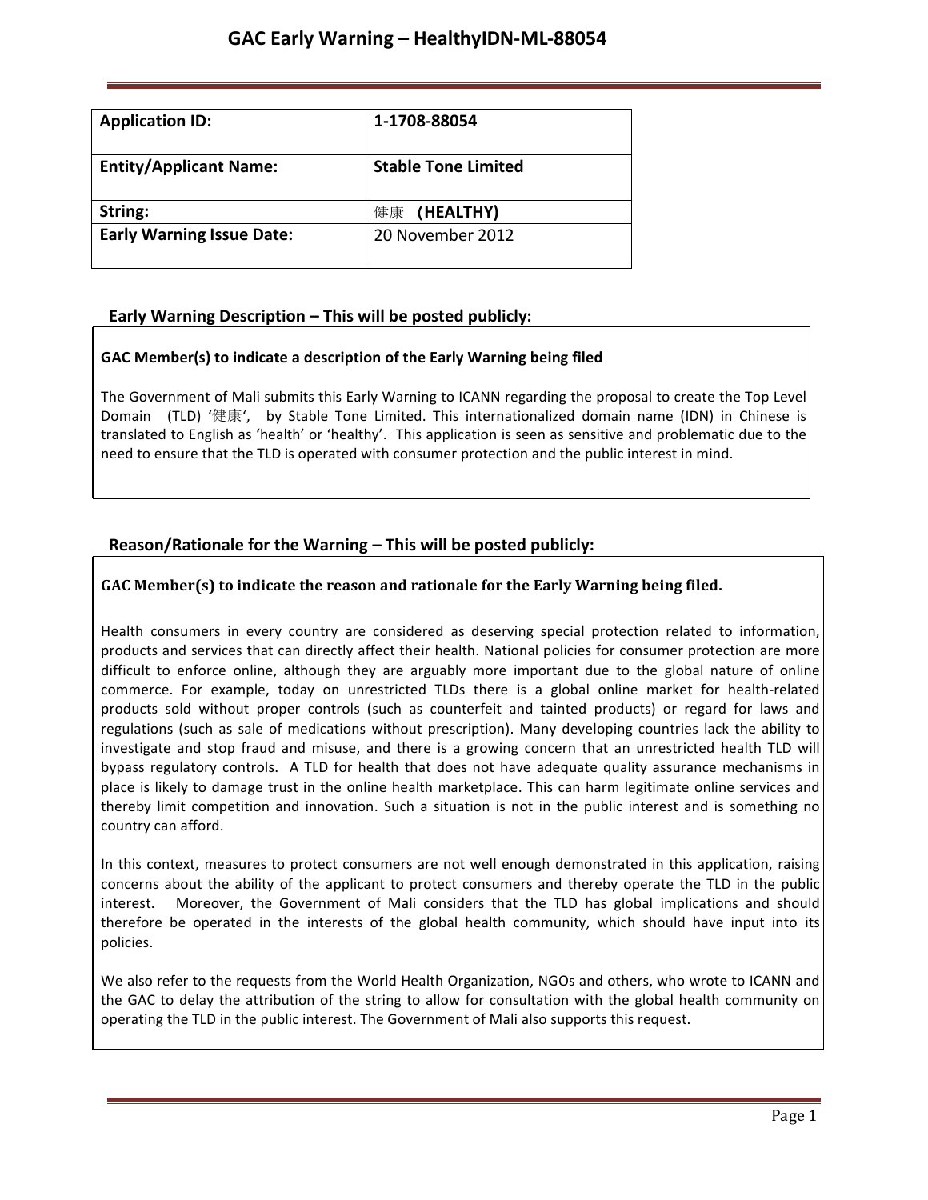# GAC Early Warning – HealthyIDN-ML-88054

| **Application ID:** | **1-1708-88054** |
|---|---|
| **Entity/Applicant Name:** | **Stable Tone Limited** |
| **String:** | 健康 **(HEALTHY)** |
| **Early Warning Issue Date:** | 20 November 2012 |

## Early Warning Description – This will be posted publicly:

**GAC Member(s) to indicate a description of the Early Warning being filed**

The Government of Mali submits this Early Warning to ICANN regarding the proposal to create the Top Level Domain (TLD) '健康', by Stable Tone Limited. This internationalized domain name (IDN) in Chinese is translated to English as 'health' or 'healthy'. This application is seen as sensitive and problematic due to the need to ensure that the TLD is operated with consumer protection and the public interest in mind.

## Reason/Rationale for the Warning – This will be posted publicly:

**GAC Member(s) to indicate the reason and rationale for the Early Warning being filed.**

Health consumers in every country are considered as deserving special protection related to information, products and services that can directly affect their health. National policies for consumer protection are more difficult to enforce online, although they are arguably more important due to the global nature of online commerce. For example, today on unrestricted TLDs there is a global online market for health-related products sold without proper controls (such as counterfeit and tainted products) or regard for laws and regulations (such as sale of medications without prescription). Many developing countries lack the ability to investigate and stop fraud and misuse, and there is a growing concern that an unrestricted health TLD will bypass regulatory controls. A TLD for health that does not have adequate quality assurance mechanisms in place is likely to damage trust in the online health marketplace. This can harm legitimate online services and thereby limit competition and innovation. Such a situation is not in the public interest and is something no country can afford.

In this context, measures to protect consumers are not well enough demonstrated in this application, raising concerns about the ability of the applicant to protect consumers and thereby operate the TLD in the public interest. Moreover, the Government of Mali considers that the TLD has global implications and should therefore be operated in the interests of the global health community, which should have input into its policies.

We also refer to the requests from the World Health Organization, NGOs and others, who wrote to ICANN and the GAC to delay the attribution of the string to allow for consultation with the global health community on operating the TLD in the public interest. The Government of Mali also supports this request.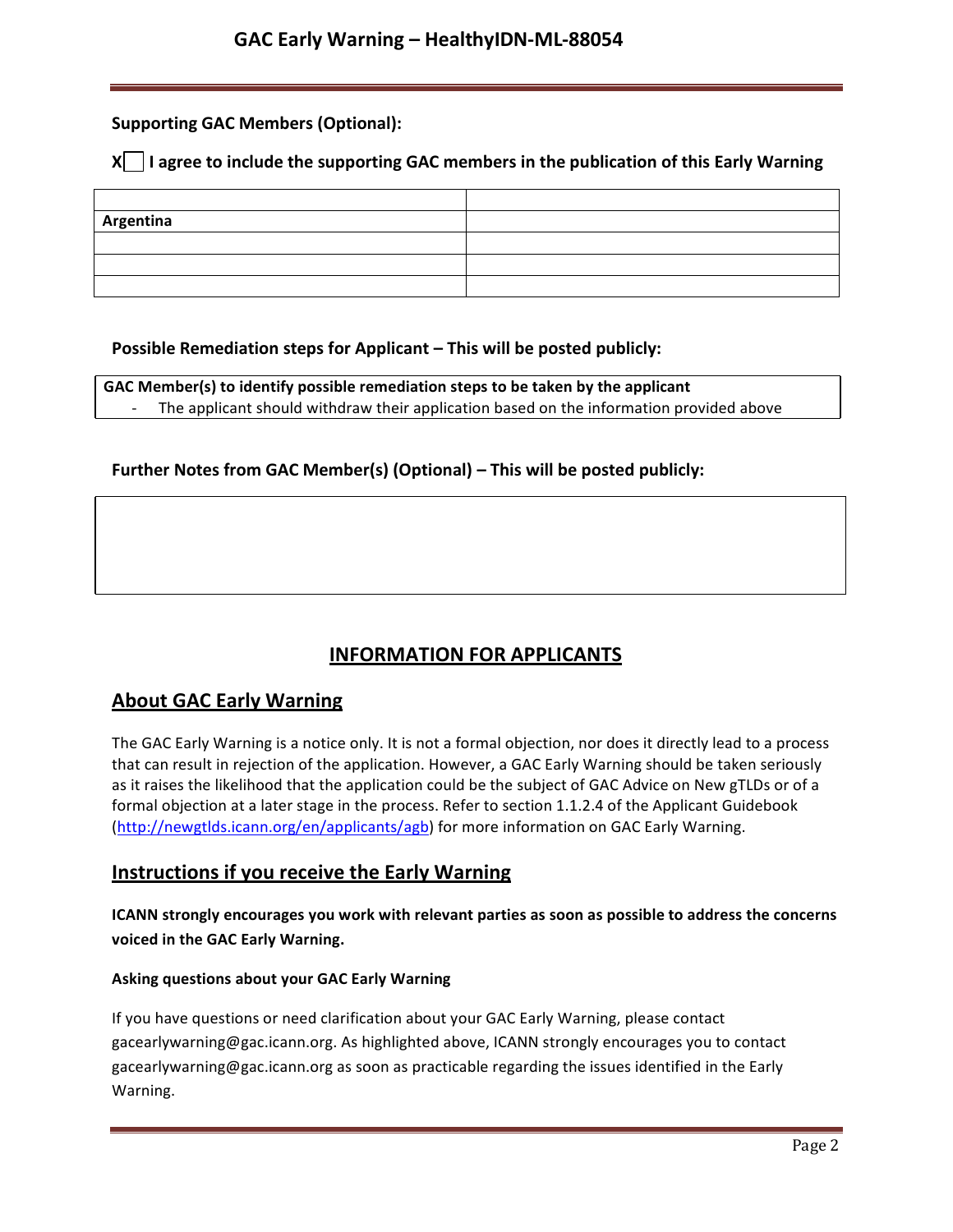**Supporting GAC Members (Optional):**

**X☐ I agree to include the supporting GAC members in the publication of this Early Warning**

| | |
|---|---|
| **Argentina** | |
| | |
| | |
| | |

**Possible Remediation steps for Applicant – This will be posted publicly:**

**GAC Member(s) to identify possible remediation steps to be taken by the applicant**

- The applicant should withdraw their application based on the information provided above

**Further Notes from GAC Member(s) (Optional) – This will be posted publicly:**

## INFORMATION FOR APPLICANTS

## About GAC Early Warning

The GAC Early Warning is a notice only. It is not a formal objection, nor does it directly lead to a process that can result in rejection of the application. However, a GAC Early Warning should be taken seriously as it raises the likelihood that the application could be the subject of GAC Advice on New gTLDs or of a formal objection at a later stage in the process. Refer to section 1.1.2.4 of the Applicant Guidebook (http://newgtlds.icann.org/en/applicants/agb) for more information on GAC Early Warning.

## Instructions if you receive the Early Warning

**ICANN strongly encourages you work with relevant parties as soon as possible to address the concerns voiced in the GAC Early Warning.**

**Asking questions about your GAC Early Warning**

If you have questions or need clarification about your GAC Early Warning, please contact gacearlywarning@gac.icann.org. As highlighted above, ICANN strongly encourages you to contact gacearlywarning@gac.icann.org as soon as practicable regarding the issues identified in the Early Warning.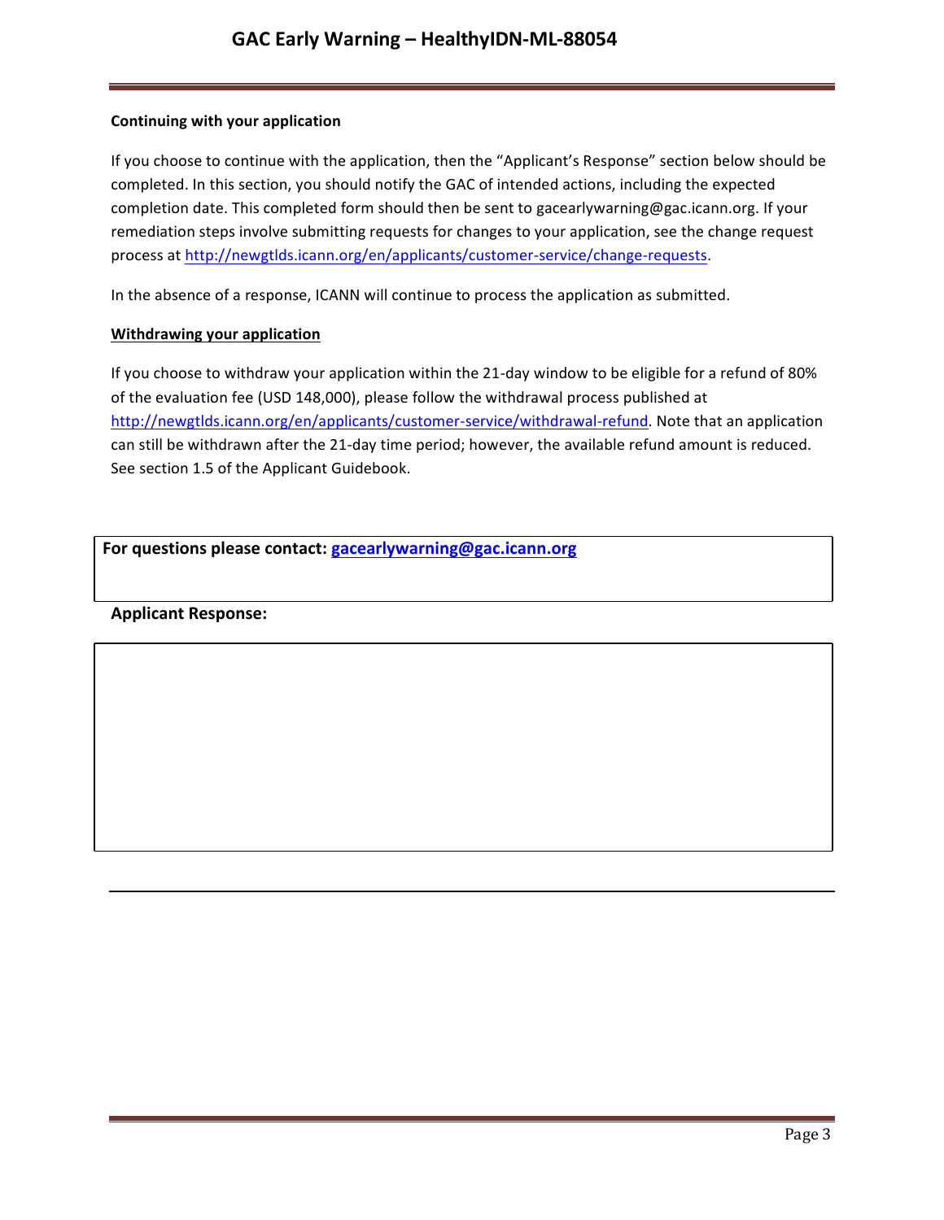**Continuing with your application**

If you choose to continue with the application, then the "Applicant's Response" section below should be completed. In this section, you should notify the GAC of intended actions, including the expected completion date. This completed form should then be sent to gacearlywarning@gac.icann.org. If your remediation steps involve submitting requests for changes to your application, see the change request process at http://newgtlds.icann.org/en/applicants/customer-service/change-requests.

In the absence of a response, ICANN will continue to process the application as submitted.

**Withdrawing your application**

If you choose to withdraw your application within the 21-day window to be eligible for a refund of 80% of the evaluation fee (USD 148,000), please follow the withdrawal process published at http://newgtlds.icann.org/en/applicants/customer-service/withdrawal-refund. Note that an application can still be withdrawn after the 21-day time period; however, the available refund amount is reduced. See section 1.5 of the Applicant Guidebook.

**For questions please contact: gacearlywarning@gac.icann.org**

**Applicant Response:**